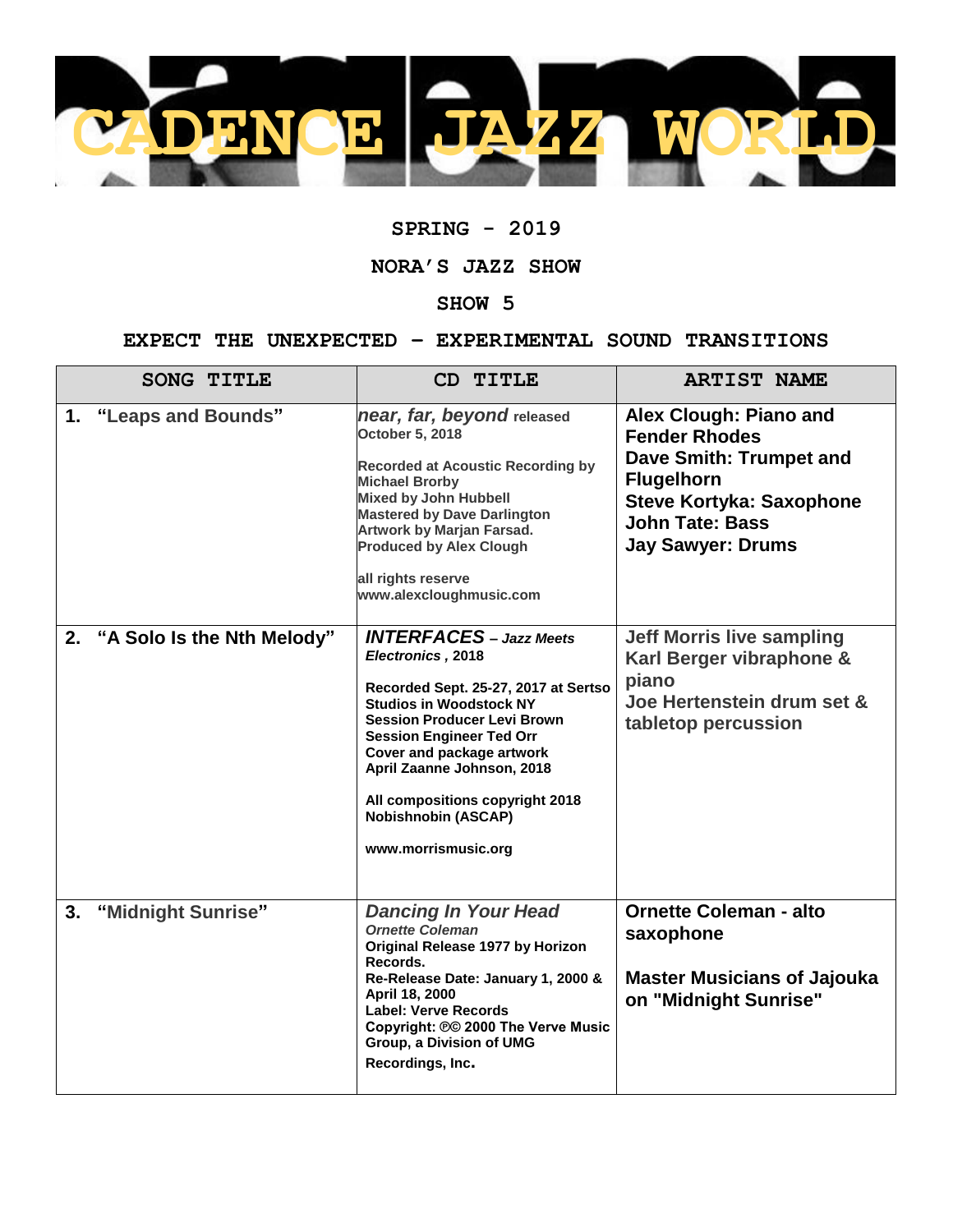# CADENCE JAZZ WORLD

**SPRING - 2019**

**NORA'S JAZZ SHOW**

**SHOW 5**

**EXPECT THE UNEXPECTED – EXPERIMENTAL SOUND TRANSITIONS**

| SONG TITLE | CD TITLE | ARTIST NAME |
|---|---|---|
| 1. "Leaps and Bounds" | *near, far, beyond* released October 5, 2018<br><br>Recorded at Acoustic Recording by Michael Brorby<br>Mixed by John Hubbell<br>Mastered by Dave Darlington<br>Artwork by Marjan Farsad.<br>Produced by Alex Clough<br><br>all rights reserve<br>www.alexcloughmusic.com | Alex Clough: Piano and Fender Rhodes<br>Dave Smith: Trumpet and Flugelhorn<br>Steve Kortyka: Saxophone<br>John Tate: Bass<br>Jay Sawyer: Drums |
| 2. "A Solo Is the Nth Melody" | ***INTERFACES** – Jazz Meets Electronics*, 2018<br><br>Recorded Sept. 25-27, 2017 at Sertso Studios in Woodstock NY<br>Session Producer Levi Brown<br>Session Engineer Ted Orr<br>Cover and package artwork April Zaanne Johnson, 2018<br><br>All compositions copyright 2018 Nobishnobin (ASCAP)<br><br>www.morrismusic.org | Jeff Morris live sampling<br>Karl Berger vibraphone & piano<br>Joe Hertenstein drum set & tabletop percussion |
| 3. "Midnight Sunrise" | *Dancing In Your Head*<br>*Ornette Coleman*<br>Original Release 1977 by Horizon Records.<br>Re-Release Date: January 1, 2000 & April 18, 2000<br>Label: Verve Records<br>Copyright: ℗© 2000 The Verve Music Group, a Division of UMG Recordings, Inc. | Ornette Coleman - alto saxophone<br><br>Master Musicians of Jajouka on "Midnight Sunrise" |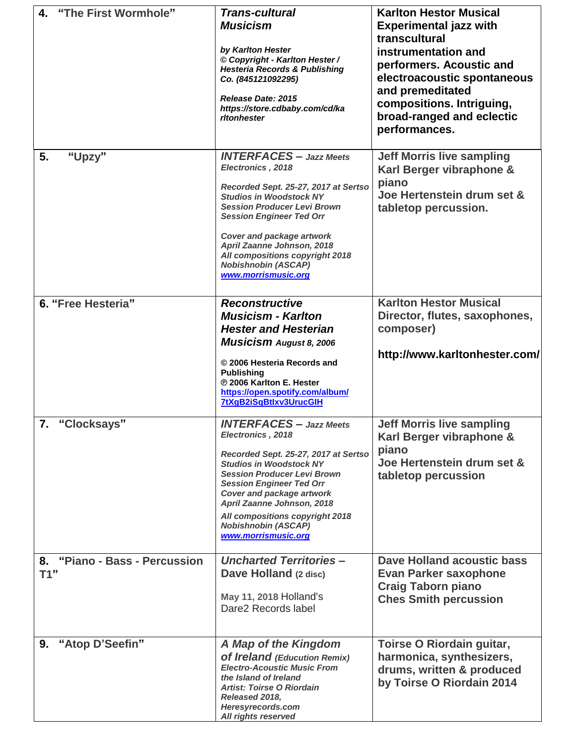| | | |
|---|---|---|
| 4. **"The First Wormhole"** | ***Trans-cultural Musicism***<br><br>***by Karlton Hester***<br>***© Copyright - Karlton Hester / Hesteria Records & Publishing Co. (845121092295)***<br><br>***Release Date: 2015***<br>***https://store.cdbaby.com/cd/karltonhester*** | **Karlton Hestor Musical Experimental jazz with transcultural instrumentation and performers. Acoustic and electroacoustic spontaneous and premeditated compositions. Intriguing, broad-ranged and eclectic performances.** |
| 5. **"Upzy"** | ***INTERFACES – Jazz Meets Electronics , 2018***<br><br>***Recorded Sept. 25-27, 2017 at Sertso Studios in Woodstock NY***<br>***Session Producer Levi Brown***<br>***Session Engineer Ted Orr***<br><br>***Cover and package artwork April Zaanne Johnson, 2018***<br>***All compositions copyright 2018 Nobishnobin (ASCAP)***<br>***www.morrismusic.org*** | **Jeff Morris live sampling**<br>**Karl Berger vibraphone & piano**<br>**Joe Hertenstein drum set & tabletop percussion.** |
| 6. **"Free Hesteria"** | ***Reconstructive Musicism - Karlton Hester and Hesterian Musicism August 8, 2006***<br><br>**© 2006 Hesteria Records and Publishing**<br>**℗ 2006 Karlton E. Hester**<br>**https://open.spotify.com/album/7tXgB2iSqBtIxv3UrucGIH** | **Karlton Hestor Musical Director, flutes, saxophones, composer)**<br><br>**http://www.karltonhester.com/** |
| 7. **"Clocksays"** | ***INTERFACES – Jazz Meets Electronics , 2018***<br><br>***Recorded Sept. 25-27, 2017 at Sertso Studios in Woodstock NY***<br>***Session Producer Levi Brown***<br>***Session Engineer Ted Orr***<br>***Cover and package artwork April Zaanne Johnson, 2018***<br>***All compositions copyright 2018 Nobishnobin (ASCAP)***<br>***www.morrismusic.org*** | **Jeff Morris live sampling**<br>**Karl Berger vibraphone & piano**<br>**Joe Hertenstein drum set & tabletop percussion** |
| 8. **"Piano - Bass - Percussion T1"** | ***Uncharted Territories –*** **Dave Holland** **(2 disc)**<br><br>**May 11, 2018** Holland's Dare2 Records label | **Dave Holland acoustic bass**<br>**Evan Parker saxophone**<br>**Craig Taborn piano**<br>**Ches Smith percussion** |
| 9. **"Atop D'Seefin"** | ***A Map of the Kingdom of Ireland (Education Remix)***<br>***Electro-Acoustic Music From the Island of Ireland***<br>***Artist: Toirse O Riordain***<br>***Released 2018,***<br>***Heresyrecords.com***<br>***All rights reserved*** | **Toirse O Riordain guitar, harmonica, synthesizers, drums, written & produced by Toirse O Riordain 2014** |